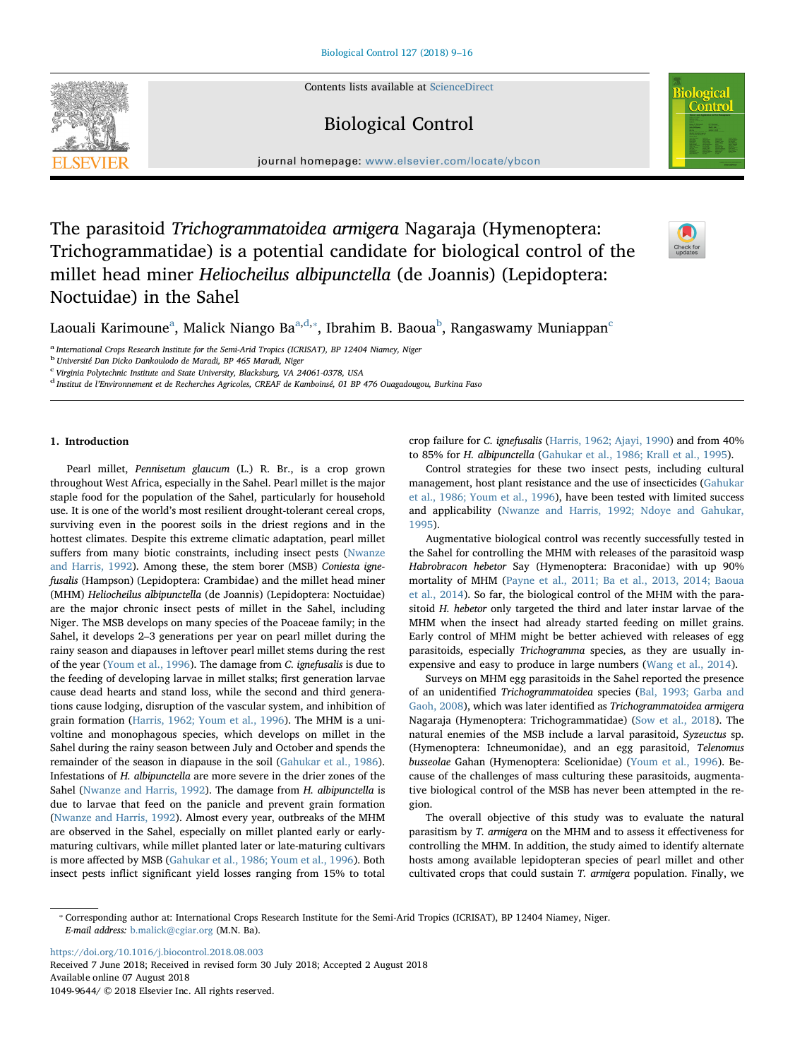# The parasitoid *Trichogrammatoidea armigera* Nagaraja (Hymenoptera: Trichogrammatidae) is a potential candidate for biological control of the millet head miner *Heliocheilus albipunctella* (de Joannis) (Lepidoptera: Noctuidae) in the Sahel

Laouali Karimoune[a], Malick Niango Ba[a,d,*], Ibrahim B. Baoua[b], Rangaswamy Muniappan[c]

[a] International Crops Research Institute for the Semi-Arid Tropics (ICRISAT), BP 12404 Niamey, Niger
[b] Université Dan Dicko Dankoulodo de Maradi, BP 465 Maradi, Niger
[c] Virginia Polytechnic Institute and State University, Blacksburg, VA 24061-0378, USA
[d] Institut de l'Environnement et de Recherches Agricoles, CREAF de Kamboinsé, 01 BP 476 Ouagadougou, Burkina Faso

## 1. Introduction

Pearl millet, *Pennisetum glaucum* (L.) R. Br., is a crop grown throughout West Africa, especially in the Sahel. Pearl millet is the major staple food for the population of the Sahel, particularly for household use. It is one of the world's most resilient drought-tolerant cereal crops, surviving even in the poorest soils in the driest regions and in the hottest climates. Despite this extreme climatic adaptation, pearl millet suffers from many biotic constraints, including insect pests (Nwanze and Harris, 1992). Among these, the stem borer (MSB) *Coniesta ignefusalis* (Hampson) (Lepidoptera: Crambidae) and the millet head miner (MHM) *Heliocheilus albipunctella* (de Joannis) (Lepidoptera: Noctuidae) are the major chronic insect pests of millet in the Sahel, including Niger. The MSB develops on many species of the Poaceae family; in the Sahel, it develops 2–3 generations per year on pearl millet during the rainy season and diapauses in leftover pearl millet stems during the rest of the year (Youm et al., 1996). The damage from *C. ignefusalis* is due to the feeding of developing larvae in millet stalks; first generation larvae cause dead hearts and stand loss, while the second and third generations cause lodging, disruption of the vascular system, and inhibition of grain formation (Harris, 1962; Youm et al., 1996). The MHM is a univoltine and monophagous species, which develops on millet in the Sahel during the rainy season between July and October and spends the remainder of the season in diapause in the soil (Gahukar et al., 1986). Infestations of *H. albipunctella* are more severe in the drier zones of the Sahel (Nwanze and Harris, 1992). The damage from *H. albipunctella* is due to larvae that feed on the panicle and prevent grain formation (Nwanze and Harris, 1992). Almost every year, outbreaks of the MHM are observed in the Sahel, especially on millet planted early or early-maturing cultivars, while millet planted later or late-maturing cultivars is more affected by MSB (Gahukar et al., 1986; Youm et al., 1996). Both insect pests inflict significant yield losses ranging from 15% to total crop failure for *C. ignefusalis* (Harris, 1962; Ajayi, 1990) and from 40% to 85% for *H. albipunctella* (Gahukar et al., 1986; Krall et al., 1995).

Control strategies for these two insect pests, including cultural management, host plant resistance and the use of insecticides (Gahukar et al., 1986; Youm et al., 1996), have been tested with limited success and applicability (Nwanze and Harris, 1992; Ndoye and Gahukar, 1995).

Augmentative biological control was recently successfully tested in the Sahel for controlling the MHM with releases of the parasitoid wasp *Habrobracon hebetor* Say (Hymenoptera: Braconidae) with up 90% mortality of MHM (Payne et al., 2011; Ba et al., 2013, 2014; Baoua et al., 2014). So far, the biological control of the MHM with the parasitoid *H. hebetor* only targeted the third and later instar larvae of the MHM when the insect had already started feeding on millet grains. Early control of MHM might be better achieved with releases of egg parasitoids, especially *Trichogramma* species, as they are usually inexpensive and easy to produce in large numbers (Wang et al., 2014).

Surveys on MHM egg parasitoids in the Sahel reported the presence of an unidentified *Trichogrammatoidea* species (Bal, 1993; Garba and Gaoh, 2008), which was later identified as *Trichogrammatoidea armigera* Nagaraja (Hymenoptera: Trichogrammatidae) (Sow et al., 2018). The natural enemies of the MSB include a larval parasitoid, *Syzeuctus* sp. (Hymenoptera: Ichneumonidae), and an egg parasitoid, *Telenomus busseolae* Gahan (Hymenoptera: Scelionidae) (Youm et al., 1996). Because of the challenges of mass culturing these parasitoids, augmentative biological control of the MSB has never been attempted in the region.

The overall objective of this study was to evaluate the natural parasitism by *T. armigera* on the MHM and to assess it effectiveness for controlling the MHM. In addition, the study aimed to identify alternate hosts among available lepidopteran species of pearl millet and other cultivated crops that could sustain *T. armigera* population. Finally, we

---

* Corresponding author at: International Crops Research Institute for the Semi-Arid Tropics (ICRISAT), BP 12404 Niamey, Niger.
*E-mail address:* b.malick@cgiar.org (M.N. Ba).

https://doi.org/10.1016/j.biocontrol.2018.08.003
Received 7 June 2018; Received in revised form 30 July 2018; Accepted 2 August 2018
Available online 07 August 2018
1049-9644/ © 2018 Elsevier Inc. All rights reserved.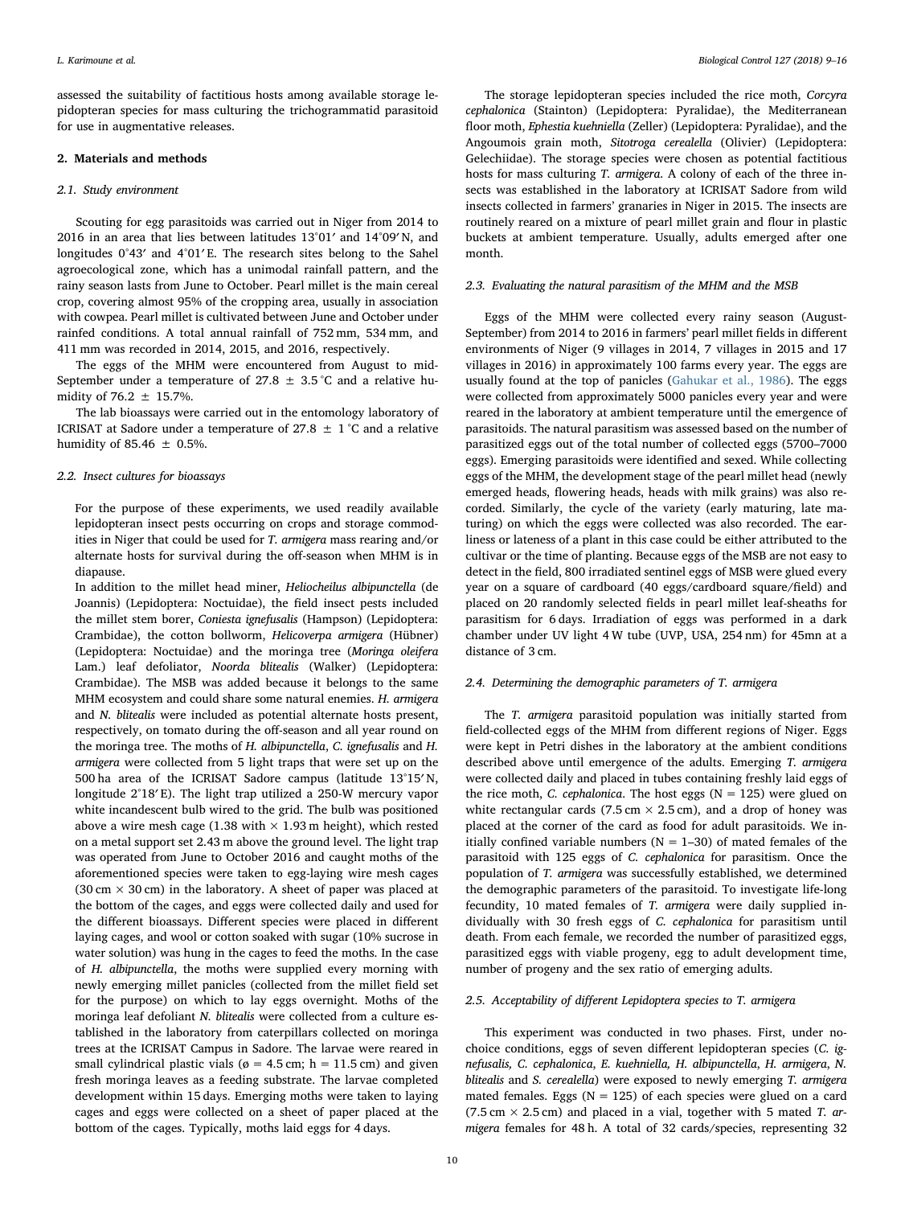assessed the suitability of factitious hosts among available storage lepidopteran species for mass culturing the trichogrammatid parasitoid for use in augmentative releases.

## 2. Materials and methods

### 2.1. Study environment

Scouting for egg parasitoids was carried out in Niger from 2014 to 2016 in an area that lies between latitudes 13°01′ and 14°09′ N, and longitudes 0°43′ and 4°01′ E. The research sites belong to the Sahel agroecological zone, which has a unimodal rainfall pattern, and the rainy season lasts from June to October. Pearl millet is the main cereal crop, covering almost 95% of the cropping area, usually in association with cowpea. Pearl millet is cultivated between June and October under rainfed conditions. A total annual rainfall of 752 mm, 534 mm, and 411 mm was recorded in 2014, 2015, and 2016, respectively.

The eggs of the MHM were encountered from August to mid-September under a temperature of 27.8 ± 3.5 °C and a relative humidity of 76.2 ± 15.7%.

The lab bioassays were carried out in the entomology laboratory of ICRISAT at Sadore under a temperature of 27.8 ± 1 °C and a relative humidity of 85.46 ± 0.5%.

### 2.2. Insect cultures for bioassays

For the purpose of these experiments, we used readily available lepidopteran insect pests occurring on crops and storage commodities in Niger that could be used for *T. armigera* mass rearing and/or alternate hosts for survival during the off-season when MHM is in diapause.

In addition to the millet head miner, *Heliocheilus albipunctella* (de Joannis) (Lepidoptera: Noctuidae), the field insect pests included the millet stem borer, *Coniesta ignefusalis* (Hampson) (Lepidoptera: Crambidae), the cotton bollworm, *Helicoverpa armigera* (Hübner) (Lepidoptera: Noctuidae) and the moringa tree (*Moringa oleifera* Lam.) leaf defoliator, *Noorda blitealis* (Walker) (Lepidoptera: Crambidae). The MSB was added because it belongs to the same MHM ecosystem and could share some natural enemies. *H. armigera* and *N. blitealis* were included as potential alternate hosts present, respectively, on tomato during the off-season and all year round on the moringa tree. The moths of *H. albipunctella*, *C. ignefusalis* and *H. armigera* were collected from 5 light traps that were set up on the 500 ha area of the ICRISAT Sadore campus (latitude 13°15′ N, longitude 2°18′ E). The light trap utilized a 250-W mercury vapor white incandescent bulb wired to the grid. The bulb was positioned above a wire mesh cage (1.38 with × 1.93 m height), which rested on a metal support set 2.43 m above the ground level. The light trap was operated from June to October 2016 and caught moths of the aforementioned species were taken to egg-laying wire mesh cages (30 cm × 30 cm) in the laboratory. A sheet of paper was placed at the bottom of the cages, and eggs were collected daily and used for the different bioassays. Different species were placed in different laying cages, and wool or cotton soaked with sugar (10% sucrose in water solution) was hung in the cages to feed the moths. In the case of *H. albipunctella*, the moths were supplied every morning with newly emerging millet panicles (collected from the millet field set for the purpose) on which to lay eggs overnight. Moths of the moringa leaf defoliant *N. blitealis* were collected from a culture established in the laboratory from caterpillars collected on moringa trees at the ICRISAT Campus in Sadore. The larvae were reared in small cylindrical plastic vials (ø = 4.5 cm; h = 11.5 cm) and given fresh moringa leaves as a feeding substrate. The larvae completed development within 15 days. Emerging moths were taken to laying cages and eggs were collected on a sheet of paper placed at the bottom of the cages. Typically, moths laid eggs for 4 days.

The storage lepidopteran species included the rice moth, *Corcyra cephalonica* (Stainton) (Lepidoptera: Pyralidae), the Mediterranean floor moth, *Ephestia kuehniella* (Zeller) (Lepidoptera: Pyralidae), and the Angoumois grain moth, *Sitotroga cerealella* (Olivier) (Lepidoptera: Gelechiidae). The storage species were chosen as potential factitious hosts for mass culturing *T. armigera*. A colony of each of the three insects was established in the laboratory at ICRISAT Sadore from wild insects collected in farmers' granaries in Niger in 2015. The insects are routinely reared on a mixture of pearl millet grain and flour in plastic buckets at ambient temperature. Usually, adults emerged after one month.

### 2.3. Evaluating the natural parasitism of the MHM and the MSB

Eggs of the MHM were collected every rainy season (August-September) from 2014 to 2016 in farmers' pearl millet fields in different environments of Niger (9 villages in 2014, 7 villages in 2015 and 17 villages in 2016) in approximately 100 farms every year. The eggs are usually found at the top of panicles (Gahukar et al., 1986). The eggs were collected from approximately 5000 panicles every year and were reared in the laboratory at ambient temperature until the emergence of parasitoids. The natural parasitism was assessed based on the number of parasitized eggs out of the total number of collected eggs (5700–7000 eggs). Emerging parasitoids were identified and sexed. While collecting eggs of the MHM, the development stage of the pearl millet head (newly emerged heads, flowering heads, heads with milk grains) was also recorded. Similarly, the cycle of the variety (early maturing, late maturing) on which the eggs were collected was also recorded. The earliness or lateness of a plant in this case could be either attributed to the cultivar or the time of planting. Because eggs of the MSB are not easy to detect in the field, 800 irradiated sentinel eggs of MSB were glued every year on a square of cardboard (40 eggs/cardboard square/field) and placed on 20 randomly selected fields in pearl millet leaf-sheaths for parasitism for 6 days. Irradiation of eggs was performed in a dark chamber under UV light 4 W tube (UVP, USA, 254 nm) for 45mn at a distance of 3 cm.

### 2.4. Determining the demographic parameters of T. armigera

The *T. armigera* parasitoid population was initially started from field-collected eggs of the MHM from different regions of Niger. Eggs were kept in Petri dishes in the laboratory at the ambient conditions described above until emergence of the adults. Emerging *T. armigera* were collected daily and placed in tubes containing freshly laid eggs of the rice moth, *C. cephalonica*. The host eggs (N = 125) were glued on white rectangular cards (7.5 cm × 2.5 cm), and a drop of honey was placed at the corner of the card as food for adult parasitoids. We initially confined variable numbers (N = 1–30) of mated females of the parasitoid with 125 eggs of *C. cephalonica* for parasitism. Once the population of *T. armigera* was successfully established, we determined the demographic parameters of the parasitoid. To investigate life-long fecundity, 10 mated females of *T. armigera* were daily supplied individually with 30 fresh eggs of *C. cephalonica* for parasitism until death. From each female, we recorded the number of parasitized eggs, parasitized eggs with viable progeny, egg to adult development time, number of progeny and the sex ratio of emerging adults.

### 2.5. Acceptability of different Lepidoptera species to T. armigera

This experiment was conducted in two phases. First, under no-choice conditions, eggs of seven different lepidopteran species (*C. ignefusalis, C. cephalonica, E. kuehniella, H. albipunctella, H. armigera, N. blitealis* and *S. cerealella*) were exposed to newly emerging *T. armigera* mated females. Eggs (N = 125) of each species were glued on a card (7.5 cm × 2.5 cm) and placed in a vial, together with 5 mated *T. armigera* females for 48 h. A total of 32 cards/species, representing 32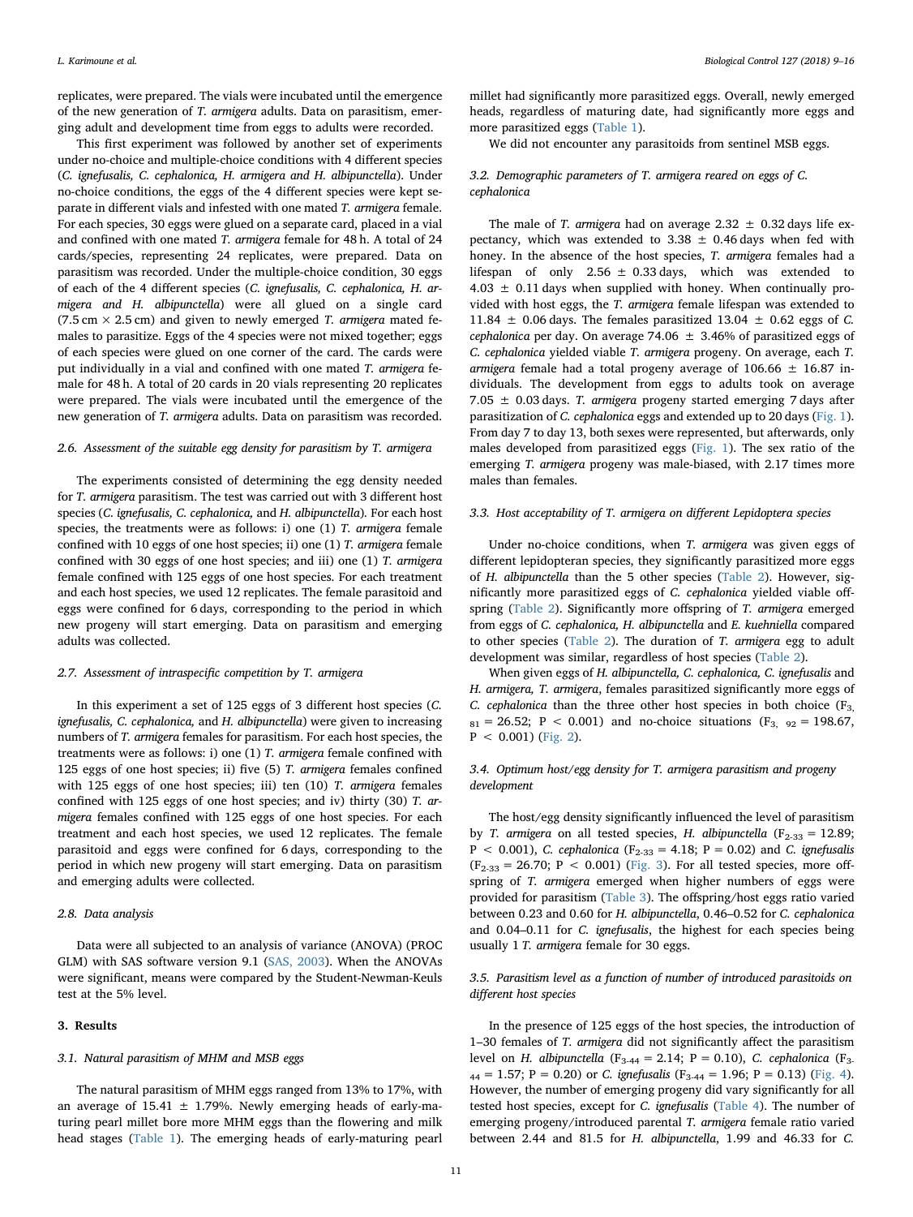replicates, were prepared. The vials were incubated until the emergence of the new generation of *T. armigera* adults. Data on parasitism, emerging adult and development time from eggs to adults were recorded.

This first experiment was followed by another set of experiments under no-choice and multiple-choice conditions with 4 different species (*C. ignefusalis, C. cephalonica, H. armigera and H. albipunctella*). Under no-choice conditions, the eggs of the 4 different species were kept separate in different vials and infested with one mated *T. armigera* female. For each species, 30 eggs were glued on a separate card, placed in a vial and confined with one mated *T. armigera* female for 48 h. A total of 24 cards/species, representing 24 replicates, were prepared. Data on parasitism was recorded. Under the multiple-choice condition, 30 eggs of each of the 4 different species (*C. ignefusalis, C. cephalonica, H. armigera and H. albipunctella*) were all glued on a single card (7.5 cm × 2.5 cm) and given to newly emerged *T. armigera* mated females to parasitize. Eggs of the 4 species were not mixed together; eggs of each species were glued on one corner of the card. The cards were put individually in a vial and confined with one mated *T. armigera* female for 48 h. A total of 20 cards in 20 vials representing 20 replicates were prepared. The vials were incubated until the emergence of the new generation of *T. armigera* adults. Data on parasitism was recorded.

### 2.6. Assessment of the suitable egg density for parasitism by *T. armigera*

The experiments consisted of determining the egg density needed for *T. armigera* parasitism. The test was carried out with 3 different host species (*C. ignefusalis, C. cephalonica,* and *H. albipunctella*). For each host species, the treatments were as follows: i) one (1) *T. armigera* female confined with 10 eggs of one host species; ii) one (1) *T. armigera* female confined with 30 eggs of one host species; and iii) one (1) *T. armigera* female confined with 125 eggs of one host species. For each treatment and each host species, we used 12 replicates. The female parasitoid and eggs were confined for 6 days, corresponding to the period in which new progeny will start emerging. Data on parasitism and emerging adults was collected.

### 2.7. Assessment of intraspecific competition by *T. armigera*

In this experiment a set of 125 eggs of 3 different host species (*C. ignefusalis, C. cephalonica,* and *H. albipunctella*) were given to increasing numbers of *T. armigera* females for parasitism. For each host species, the treatments were as follows: i) one (1) *T. armigera* female confined with 125 eggs of one host species; ii) five (5) *T. armigera* females confined with 125 eggs of one host species; iii) ten (10) *T. armigera* females confined with 125 eggs of one host species; and iv) thirty (30) *T. armigera* females confined with 125 eggs of one host species. For each treatment and each host species, we used 12 replicates. The female parasitoid and eggs were confined for 6 days, corresponding to the period in which new progeny will start emerging. Data on parasitism and emerging adults were collected.

### 2.8. Data analysis

Data were all subjected to an analysis of variance (ANOVA) (PROC GLM) with SAS software version 9.1 (SAS, 2003). When the ANOVAs were significant, means were compared by the Student-Newman-Keuls test at the 5% level.

## 3. Results

### 3.1. Natural parasitism of MHM and MSB eggs

The natural parasitism of MHM eggs ranged from 13% to 17%, with an average of 15.41 ± 1.79%. Newly emerging heads of early-maturing pearl millet bore more MHM eggs than the flowering and milk head stages (Table 1). The emerging heads of early-maturing pearl millet had significantly more parasitized eggs. Overall, newly emerged heads, regardless of maturing date, had significantly more eggs and more parasitized eggs (Table 1).

We did not encounter any parasitoids from sentinel MSB eggs.

### 3.2. Demographic parameters of *T. armigera* reared on eggs of *C. cephalonica*

The male of *T. armigera* had on average 2.32 ± 0.32 days life expectancy, which was extended to 3.38 ± 0.46 days when fed with honey. In the absence of the host species, *T. armigera* females had a lifespan of only 2.56 ± 0.33 days, which was extended to 4.03 ± 0.11 days when supplied with honey. When continually provided with host eggs, the *T. armigera* female lifespan was extended to 11.84 ± 0.06 days. The females parasitized 13.04 ± 0.62 eggs of *C. cephalonica* per day. On average 74.06 ± 3.46% of parasitized eggs of *C. cephalonica* yielded viable *T. armigera* progeny. On average, each *T. armigera* female had a total progeny average of 106.66 ± 16.87 individuals. The development from eggs to adults took on average 7.05 ± 0.03 days. *T. armigera* progeny started emerging 7 days after parasitization of *C. cephalonica* eggs and extended up to 20 days (Fig. 1). From day 7 to day 13, both sexes were represented, but afterwards, only males developed from parasitized eggs (Fig. 1). The sex ratio of the emerging *T. armigera* progeny was male-biased, with 2.17 times more males than females.

### 3.3. Host acceptability of *T. armigera* on different Lepidoptera species

Under no-choice conditions, when *T. armigera* was given eggs of different lepidopteran species, they significantly parasitized more eggs of *H. albipunctella* than the 5 other species (Table 2). However, significantly more parasitized eggs of *C. cephalonica* yielded viable offspring (Table 2). Significantly more offspring of *T. armigera* emerged from eggs of *C. cephalonica, H. albipunctella* and *E. kuehniella* compared to other species (Table 2). The duration of *T. armigera* egg to adult development was similar, regardless of host species (Table 2).

When given eggs of *H. albipunctella, C. cephalonica, C. ignefusalis* and *H. armigera, T. armigera*, females parasitized significantly more eggs of *C. cephalonica* than the three other host species in both choice ($F_{3, 81} = 26.52$; $P < 0.001$) and no-choice situations ($F_{3, 92} = 198.67$, $P < 0.001$) (Fig. 2).

### 3.4. Optimum host/egg density for *T. armigera* parasitism and progeny development

The host/egg density significantly influenced the level of parasitism by *T. armigera* on all tested species, *H. albipunctella* ($F_{2\text{-}33} = 12.89$; $P < 0.001$), *C. cephalonica* ($F_{2\text{-}33} = 4.18$; $P = 0.02$) and *C. ignefusalis* ($F_{2\text{-}33} = 26.70$; $P < 0.001$) (Fig. 3). For all tested species, more offspring of *T. armigera* emerged when higher numbers of eggs were provided for parasitism (Table 3). The offspring/host eggs ratio varied between 0.23 and 0.60 for *H. albipunctella*, 0.46–0.52 for *C. cephalonica* and 0.04–0.11 for *C. ignefusalis*, the highest for each species being usually 1 *T. armigera* female for 30 eggs.

### 3.5. Parasitism level as a function of number of introduced parasitoids on different host species

In the presence of 125 eggs of the host species, the introduction of 1–30 females of *T. armigera* did not significantly affect the parasitism level on *H. albipunctella* ($F_{3\text{-}44} = 2.14$; $P = 0.10$), *C. cephalonica* ($F_{3\text{-}44} = 1.57$; $P = 0.20$) or *C. ignefusalis* ($F_{3\text{-}44} = 1.96$; $P = 0.13$) (Fig. 4). However, the number of emerging progeny did vary significantly for all tested host species, except for *C. ignefusalis* (Table 4). The number of emerging progeny/introduced parental *T. armigera* female ratio varied between 2.44 and 81.5 for *H. albipunctella*, 1.99 and 46.33 for *C.*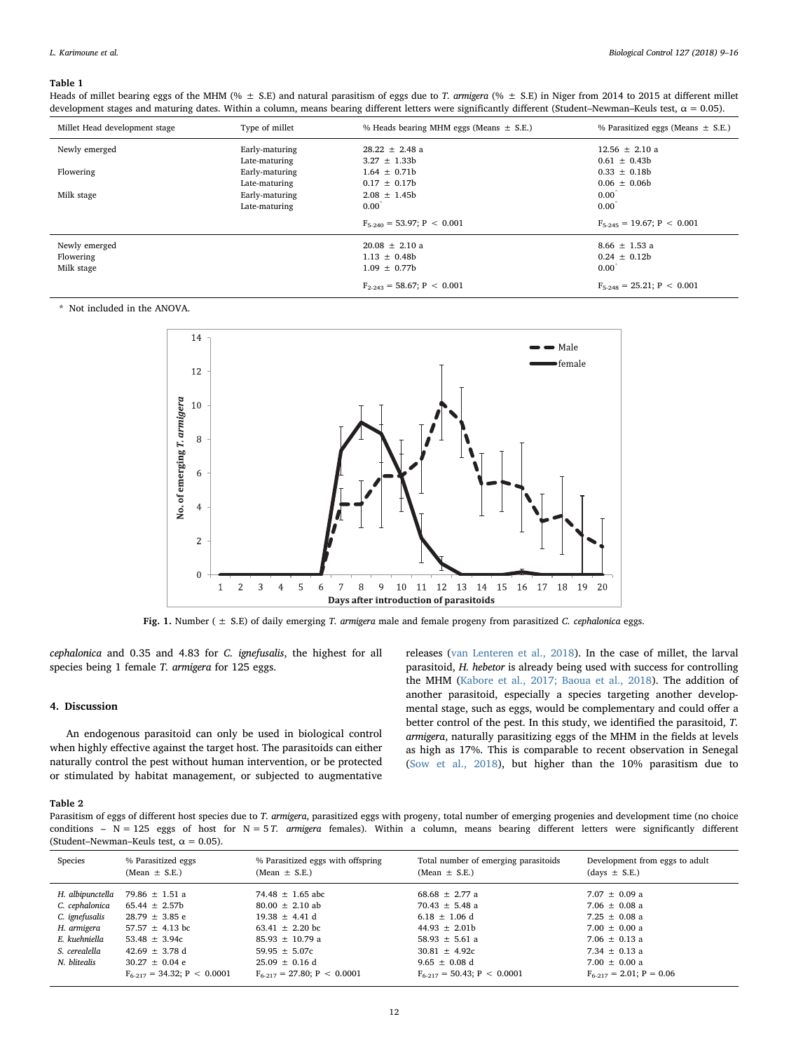**Table 1**

Heads of millet bearing eggs of the MHM (% ± S.E) and natural parasitism of eggs due to *T. armigera* (% ± S.E) in Niger from 2014 to 2015 at different millet development stages and maturing dates. Within a column, means bearing different letters were significantly different (Student–Newman–Keuls test, α = 0.05).

| Millet Head development stage | Type of millet | % Heads bearing MHM eggs (Means ± S.E.) | % Parasitized eggs (Means ± S.E.) |
|---|---|---|---|
| Newly emerged | Early-maturing | 28.22 ± 2.48 a | 12.56 ± 2.10 a |
| | Late-maturing | 3.27 ± 1.33b | 0.61 ± 0.43b |
| Flowering | Early-maturing | 1.64 ± 0.71b | 0.33 ± 0.18b |
| | Late-maturing | 0.17 ± 0.17b | 0.06 ± 0.06b |
| Milk stage | Early-maturing | 2.08 ± 1.45b | 0.00* |
| | Late-maturing | 0.00* | 0.00* |
| | | $F_{5\text{-}240}$ = 53.97; $P < 0.001$ | $F_{5\text{-}245}$ = 19.67; $P < 0.001$ |
| Newly emerged | | 20.08 ± 2.10 a | 8.66 ± 1.53 a |
| Flowering | | 1.13 ± 0.48b | 0.24 ± 0.12b |
| Milk stage | | 1.09 ± 0.77b | 0.00* |
| | | $F_{2\text{-}243}$ = 58.67; $P < 0.001$ | $F_{5\text{-}248}$ = 25.21; $P < 0.001$ |

\* Not included in the ANOVA.

**Fig. 1.** Number (± S.E) of daily emerging *T. armigera* male and female progeny from parasitized *C. cephalonica* eggs.

*cephalonica* and 0.35 and 4.83 for *C. ignefusalis*, the highest for all species being 1 female *T. armigera* for 125 eggs.

## 4. Discussion

An endogenous parasitoid can only be used in biological control when highly effective against the target host. The parasitoids can either naturally control the pest without human intervention, or be protected or stimulated by habitat management, or subjected to augmentative releases (van Lenteren et al., 2018). In the case of millet, the larval parasitoid, *H. hebetor* is already being used with success for controlling the MHM (Kabore et al., 2017; Baoua et al., 2018). The addition of another parasitoid, especially a species targeting another developmental stage, such as eggs, would be complementary and could offer a better control of the pest. In this study, we identified the parasitoid, *T. armigera*, naturally parasitizing eggs of the MHM in the fields at levels as high as 17%. This is comparable to recent observation in Senegal (Sow et al., 2018), but higher than the 10% parasitism due to

**Table 2**

Parasitism of eggs of different host species due to *T. armigera*, parasitized eggs with progeny, total number of emerging progenies and development time (no choice conditions – N = 125 eggs of host for N = 5 *T. armigera* females). Within a column, means bearing different letters were significantly different (Student–Newman–Keuls test, α = 0.05).

| Species | % Parasitized eggs (Mean ± S.E.) | % Parasitized eggs with offspring (Mean ± S.E.) | Total number of emerging parasitoids (Mean ± S.E.) | Development from eggs to adult (days ± S.E.) |
|---|---|---|---|---|
| *H. albipunctella* | 79.86 ± 1.51 a | 74.48 ± 1.65 abc | 68.68 ± 2.77 a | 7.07 ± 0.09 a |
| *C. cephalonica* | 65.44 ± 2.57b | 80.00 ± 2.10 ab | 70.43 ± 5.48 a | 7.06 ± 0.08 a |
| *C. ignefusalis* | 28.79 ± 3.85 e | 19.38 ± 4.41 d | 6.18 ± 1.06 d | 7.25 ± 0.08 a |
| *H. armigera* | 57.57 ± 4.13 bc | 63.41 ± 2.20 bc | 44.93 ± 2.01b | 7.00 ± 0.00 a |
| *E. kuehniella* | 53.48 ± 3.94c | 85.93 ± 10.79 a | 58.93 ± 5.61 a | 7.06 ± 0.13 a |
| *S. cerealella* | 42.69 ± 3.78 d | 59.95 ± 5.07c | 30.81 ± 4.92c | 7.34 ± 0.13 a |
| *N. blitealis* | 30.27 ± 0.04 e | 25.09 ± 0.16 d | 9.65 ± 0.08 d | 7.00 ± 0.00 a |
| | $F_{6\text{-}217}$ = 34.32; $P < 0.0001$ | $F_{6\text{-}217}$ = 27.80; $P < 0.0001$ | $F_{6\text{-}217}$ = 50.43; $P < 0.0001$ | $F_{6\text{-}217}$ = 2.01; $P = 0.06$ |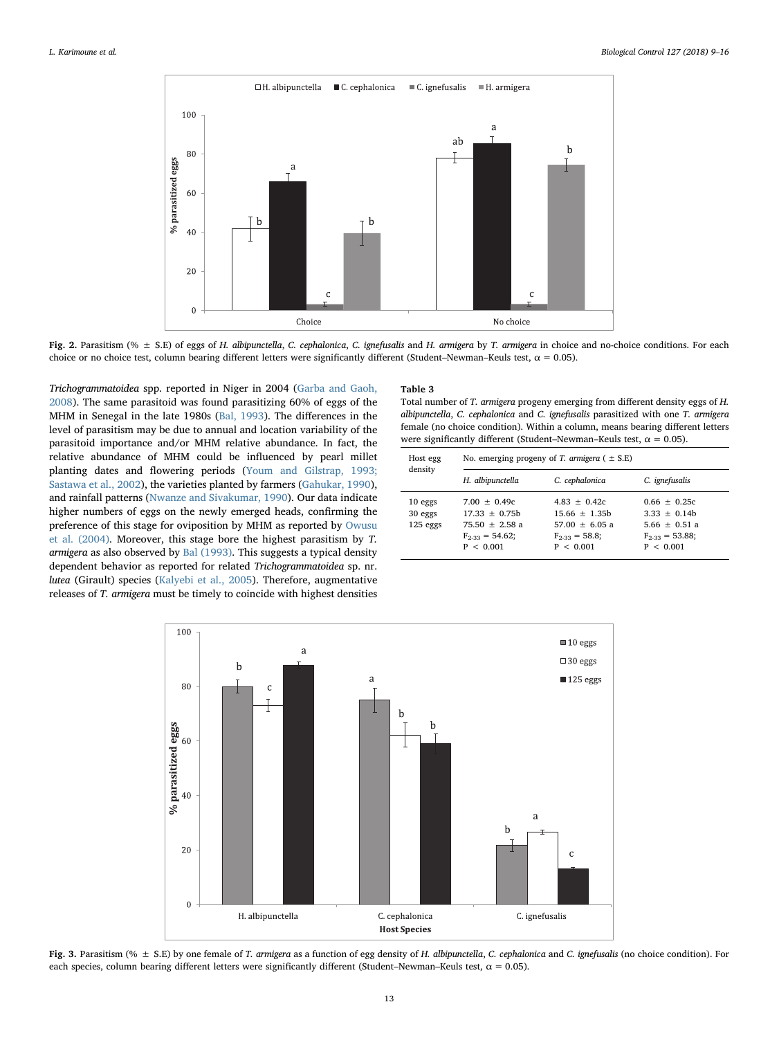Fig. 2. Parasitism (% ± S.E) of eggs of *H. albipunctella*, *C. cephalonica*, *C. ignefusalis* and *H. armigera* by *T. armigera* in choice and no-choice conditions. For each choice or no choice test, column bearing different letters were significantly different (Student–Newman–Keuls test, α = 0.05).

*Trichogrammatoidea* spp. reported in Niger in 2004 (Garba and Gaoh, 2008). The same parasitoid was found parasitizing 60% of eggs of the MHM in Senegal in the late 1980s (Bal, 1993). The differences in the level of parasitism may be due to annual and location variability of the parasitoid importance and/or MHM relative abundance. In fact, the relative abundance of MHM could be influenced by pearl millet planting dates and flowering periods (Youm and Gilstrap, 1993; Sastawa et al., 2002), the varieties planted by farmers (Gahukar, 1990), and rainfall patterns (Nwanze and Sivakumar, 1990). Our data indicate higher numbers of eggs on the newly emerged heads, confirming the preference of this stage for oviposition by MHM as reported by Owusu et al. (2004). Moreover, this stage bore the highest parasitism by *T. armigera* as also observed by Bal (1993). This suggests a typical density dependent behavior as reported for related *Trichogrammatoidea* sp. nr. *lutea* (Girault) species (Kalyebi et al., 2005). Therefore, augmentative releases of *T. armigera* must be timely to coincide with highest densities

**Table 3**
Total number of *T. armigera* progeny emerging from different density eggs of *H. albipunctella*, *C. cephalonica* and *C. ignefusalis* parasitized with one *T. armigera* female (no choice condition). Within a column, means bearing different letters were significantly different (Student–Newman–Keuls test, α = 0.05).

| Host egg density | No. emerging progeny of *T. armigera* (± S.E) | | |
|---|---|---|---|
| | *H. albipunctella* | *C. cephalonica* | *C. ignefusalis* |
| 10 eggs | 7.00 ± 0.49c | 4.83 ± 0.42c | 0.66 ± 0.25c |
| 30 eggs | 17.33 ± 0.75b | 15.66 ± 1.35b | 3.33 ± 0.14b |
| 125 eggs | 75.50 ± 2.58 a | 57.00 ± 6.05 a | 5.66 ± 0.51 a |
| | $F_{2\text{-}33}$ = 54.62; $P < 0.001$ | $F_{2\text{-}33}$ = 58.8; $P < 0.001$ | $F_{2\text{-}33}$ = 53.88; $P < 0.001$ |

Fig. 3. Parasitism (% ± S.E) by one female of *T. armigera* as a function of egg density of *H. albipunctella*, *C. cephalonica* and *C. ignefusalis* (no choice condition). For each species, column bearing different letters were significantly different (Student–Newman–Keuls test, α = 0.05).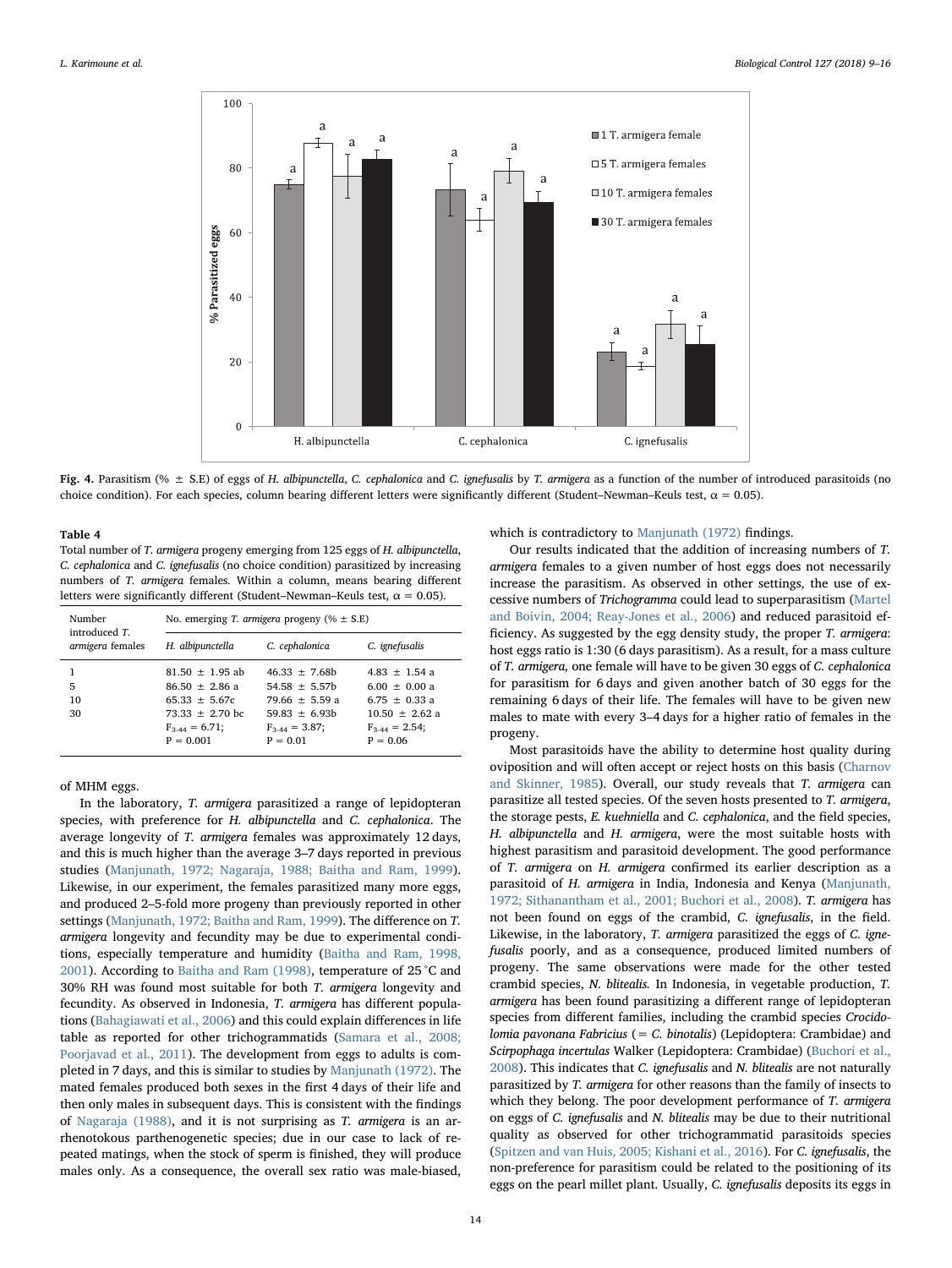**Fig. 4.** Parasitism (% ± S.E) of eggs of *H. albipunctella*, *C. cephalonica* and *C. ignefusalis* by *T. armigera* as a function of the number of introduced parasitoids (no choice condition). For each species, column bearing different letters were significantly different (Student–Newman–Keuls test, α = 0.05).

**Table 4**
Total number of *T. armigera* progeny emerging from 125 eggs of *H. albipunctella*, *C. cephalonica* and *C. ignefusalis* (no choice condition) parasitized by increasing numbers of *T. armigera* females. Within a column, means bearing different letters were significantly different (Student–Newman–Keuls test, α = 0.05).

| Number introduced *T. armigera* females | No. emerging *T. armigera* progeny (% ± S.E) | | |
|---|---|---|---|
| | *H. albipunctella* | *C. cephalonica* | *C. ignefusalis* |
| 1 | 81.50 ± 1.95 ab | 46.33 ± 7.68b | 4.83 ± 1.54 a |
| 5 | 86.50 ± 2.86 a | 54.58 ± 5.57b | 6.00 ± 0.00 a |
| 10 | 65.33 ± 5.67c | 79.66 ± 5.59 a | 6.75 ± 0.33 a |
| 30 | 73.33 ± 2.70 bc | 59.83 ± 6.93b | 10.50 ± 2.62 a |
| | $F_{3\text{-}44} = 6.71$; $P = 0.001$ | $F_{3\text{-}44} = 3.87$; $P = 0.01$ | $F_{3\text{-}44} = 2.54$; $P = 0.06$ |

of MHM eggs.

In the laboratory, *T. armigera* parasitized a range of lepidopteran species, with preference for *H. albipunctella* and *C. cephalonica*. The average longevity of *T. armigera* females was approximately 12 days, and this is much higher than the average 3–7 days reported in previous studies (Manjunath, 1972; Nagaraja, 1988; Baitha and Ram, 1999). Likewise, in our experiment, the females parasitized many more eggs, and produced 2–5-fold more progeny than previously reported in other settings (Manjunath, 1972; Baitha and Ram, 1999). The difference on *T. armigera* longevity and fecundity may be due to experimental conditions, especially temperature and humidity (Baitha and Ram, 1998, 2001). According to Baitha and Ram (1998), temperature of 25 °C and 30% RH was found most suitable for both *T. armigera* longevity and fecundity. As observed in Indonesia, *T. armigera* has different populations (Bahagiawati et al., 2006) and this could explain differences in life table as reported for other trichogrammatids (Samara et al., 2008; Poorjavad et al., 2011). The development from eggs to adults is completed in 7 days, and this is similar to studies by Manjunath (1972). The mated females produced both sexes in the first 4 days of their life and then only males in subsequent days. This is consistent with the findings of Nagaraja (1988), and it is not surprising as *T. armigera* is an arrhenotokous parthenogenetic species; due in our case to lack of repeated matings, when the stock of sperm is finished, they will produce males only. As a consequence, the overall sex ratio was male-biased, which is contradictory to Manjunath (1972) findings.

Our results indicated that the addition of increasing numbers of *T. armigera* females to a given number of host eggs does not necessarily increase the parasitism. As observed in other settings, the use of excessive numbers of *Trichogramma* could lead to superparasitism (Martel and Boivin, 2004; Reay-Jones et al., 2006) and reduced parasitoid efficiency. As suggested by the egg density study, the proper *T. armigera*: host eggs ratio is 1:30 (6 days parasitism). As a result, for a mass culture of *T. armigera,* one female will have to be given 30 eggs of *C. cephalonica* for parasitism for 6 days and given another batch of 30 eggs for the remaining 6 days of their life. The females will have to be given new males to mate with every 3–4 days for a higher ratio of females in the progeny.

Most parasitoids have the ability to determine host quality during oviposition and will often accept or reject hosts on this basis (Charnov and Skinner, 1985). Overall, our study reveals that *T. armigera* can parasitize all tested species. Of the seven hosts presented to *T. armigera*, the storage pests, *E. kuehniella* and *C. cephalonica*, and the field species, *H. albipunctella* and *H. armigera*, were the most suitable hosts with highest parasitism and parasitoid development. The good performance of *T. armigera* on *H. armigera* confirmed its earlier description as a parasitoid of *H. armigera* in India, Indonesia and Kenya (Manjunath, 1972; Sithanantham et al., 2001; Buchori et al., 2008). *T. armigera* has not been found on eggs of the crambid, *C. ignefusalis*, in the field. Likewise, in the laboratory, *T. armigera* parasitized the eggs of *C. ignefusalis* poorly, and as a consequence, produced limited numbers of progeny. The same observations were made for the other tested crambid species, *N. blitealis*. In Indonesia, in vegetable production, *T. armigera* has been found parasitizing a different range of lepidopteran species from different families, including the crambid species *Crocidolomia pavonana Fabricius* (= *C. binotalis*) (Lepidoptera: Crambidae) and *Scirpophaga incertulas* Walker (Lepidoptera: Crambidae) (Buchori et al., 2008). This indicates that *C. ignefusalis* and *N. blitealis* are not naturally parasitized by *T. armigera* for other reasons than the family of insects to which they belong. The poor development performance of *T. armigera* on eggs of *C. ignefusalis* and *N. blitealis* may be due to their nutritional quality as observed for other trichogrammatid parasitoids species (Spitzen and van Huis, 2005; Kishani et al., 2016). For *C. ignefusalis*, the non-preference for parasitism could be related to the positioning of its eggs on the pearl millet plant. Usually, *C. ignefusalis* deposits its eggs in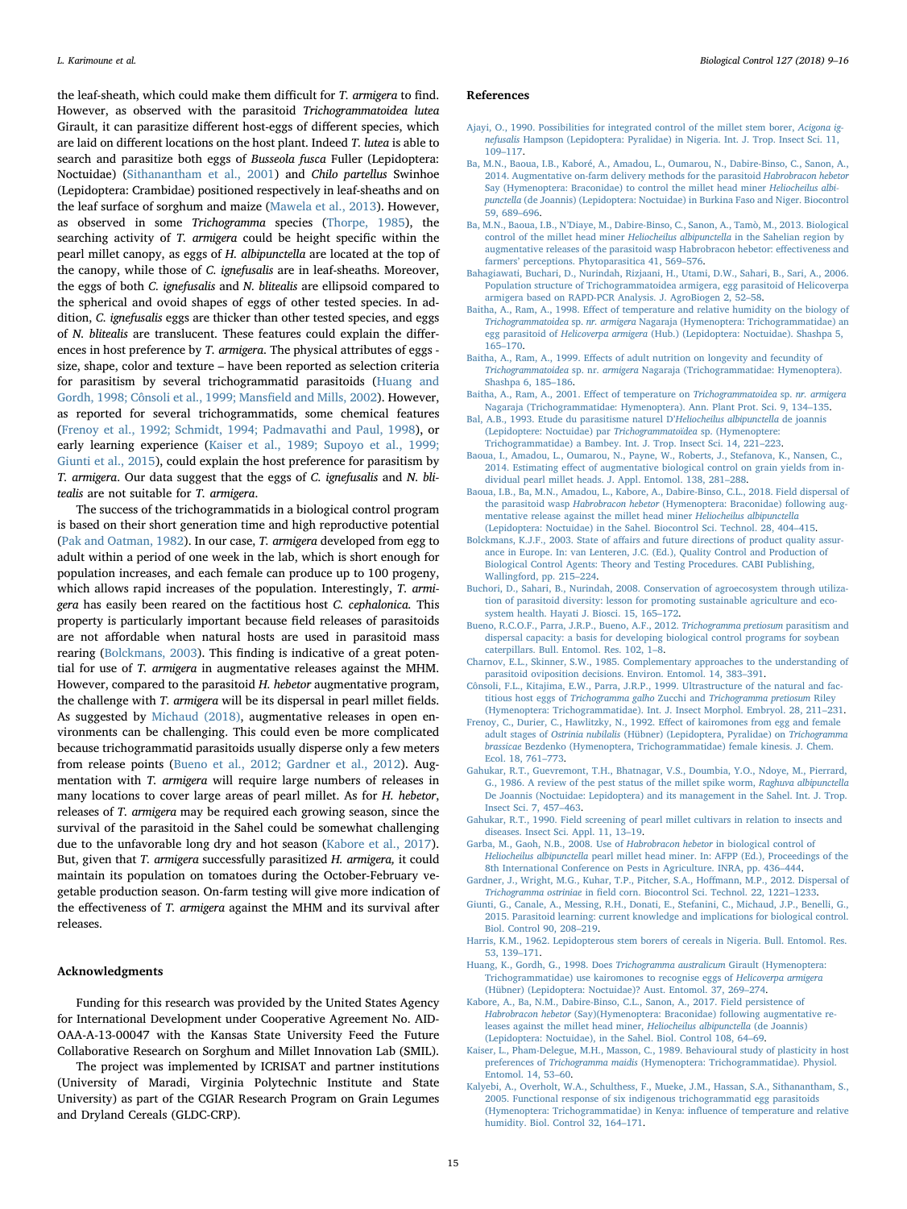the leaf-sheath, which could make them difficult for *T. armigera* to find. However, as observed with the parasitoid *Trichogrammatoidea lutea* Girault, it can parasitize different host-eggs of different species, which are laid on different locations on the host plant. Indeed *T. lutea* is able to search and parasitize both eggs of *Busseola fusca* Fuller (Lepidoptera: Noctuidae) (Sithanantham et al., 2001) and *Chilo partellus* Swinhoe (Lepidoptera: Crambidae) positioned respectively in leaf-sheaths and on the leaf surface of sorghum and maize (Mawela et al., 2013). However, as observed in some *Trichogramma* species (Thorpe, 1985), the searching activity of *T. armigera* could be height specific within the pearl millet canopy, as eggs of *H. albipunctella* are located at the top of the canopy, while those of *C. ignefusalis* are in leaf-sheaths. Moreover, the eggs of both *C. ignefusalis* and *N. blitealis* are ellipsoid compared to the spherical and ovoid shapes of eggs of other tested species. In addition, *C. ignefusalis* eggs are thicker than other tested species, and eggs of *N. blitealis* are translucent. These features could explain the differences in host preference by *T. armigera*. The physical attributes of eggs - size, shape, color and texture – have been reported as selection criteria for parasitism by several trichogrammatid parasitoids (Huang and Gordh, 1998; Cônsoli et al., 1999; Mansfield and Mills, 2002). However, as reported for several trichogrammatids, some chemical features (Frenoy et al., 1992; Schmidt, 1994; Padmavathi and Paul, 1998), or early learning experience (Kaiser et al., 1989; Supoyo et al., 1999; Giunti et al., 2015), could explain the host preference for parasitism by *T. armigera*. Our data suggest that the eggs of *C. ignefusalis* and *N. blitealis* are not suitable for *T. armigera*.

The success of the trichogrammatids in a biological control program is based on their short generation time and high reproductive potential (Pak and Oatman, 1982). In our case, *T. armigera* developed from egg to adult within a period of one week in the lab, which is short enough for population increases, and each female can produce up to 100 progeny, which allows rapid increases of the population. Interestingly, *T. armigera* has easily been reared on the factitious host *C. cephalonica.* This property is particularly important because field releases of parasitoids are not affordable when natural hosts are used in parasitoid mass rearing (Bolckmans, 2003). This finding is indicative of a great potential for use of *T. armigera* in augmentative releases against the MHM. However, compared to the parasitoid *H. hebetor* augmentative program, the challenge with *T. armigera* will be its dispersal in pearl millet fields. As suggested by Michaud (2018), augmentative releases in open environments can be challenging. This could even be more complicated because trichogrammatid parasitoids usually disperse only a few meters from release points (Bueno et al., 2012; Gardner et al., 2012). Augmentation with *T. armigera* will require large numbers of releases in many locations to cover large areas of pearl millet. As for *H. hebetor*, releases of *T. armigera* may be required each growing season, since the survival of the parasitoid in the Sahel could be somewhat challenging due to the unfavorable long dry and hot season (Kabore et al., 2017). But, given that *T. armigera* successfully parasitized *H. armigera,* it could maintain its population on tomatoes during the October-February vegetable production season. On-farm testing will give more indication of the effectiveness of *T. armigera* against the MHM and its survival after releases.

## Acknowledgments

Funding for this research was provided by the United States Agency for International Development under Cooperative Agreement No. AID-OAA-A-13-00047 with the Kansas State University Feed the Future Collaborative Research on Sorghum and Millet Innovation Lab (SMIL).

The project was implemented by ICRISAT and partner institutions (University of Maradi, Virginia Polytechnic Institute and State University) as part of the CGIAR Research Program on Grain Legumes and Dryland Cereals (GLDC-CRP).

## References

Ajayi, O., 1990. Possibilities for integrated control of the millet stem borer, *Acigona ignefusalis* Hampson (Lepidoptera: Pyralidae) in Nigeria. Int. J. Trop. Insect Sci. 11, 109–117.

Ba, M.N., Baoua, I.B., Kaboré, A., Amadou, L., Oumarou, N., Dabire-Binso, C., Sanon, A., 2014. Augmentative on-farm delivery methods for the parasitoid *Habrobracon hebetor* Say (Hymenoptera: Braconidae) to control the millet head miner *Heliocheilus albipunctella* (de Joannis) (Lepidoptera: Noctuidae) in Burkina Faso and Niger. Biocontrol 59, 689–696.

Ba, M.N., Baoua, I.B., N'Diaye, M., Dabire-Binso, C., Sanon, A., Tamò, M., 2013. Biological control of the millet head miner *Heliocheilus albipunctella* in the Sahelian region by augmentative releases of the parasitoid wasp Habrobracon hebetor: effectiveness and farmers' perceptions. Phytoparasitica 41, 569–576.

Bahagiawati, Buchari, D., Nurindah, Rizjaani, H., Utami, D.W., Sahari, B., Sari, A., 2006. Population structure of Trichogrammatoidea armigera, egg parasitoid of Helicoverpa armigera based on RAPD-PCR Analysis. J. AgroBiogen 2, 52–58.

Baitha, A., Ram, A., 1998. Effect of temperature and relative humidity on the biology of *Trichogrammatoidea* sp. *nr. armigera* Nagaraja (Hymenoptera: Trichogrammatidae) an egg parasitoid of *Helicoverpa armigera* (Hub.) (Lepidoptera: Noctuidae). Shashpa 5, 165–170.

Baitha, A., Ram, A., 1999. Effects of adult nutrition on longevity and fecundity of *Trichogrammatoidea* sp. nr. *armigera* Nagaraja (Trichogrammatidae: Hymenoptera). Shashpa 6, 185–186.

Baitha, A., Ram, A., 2001. Effect of temperature on *Trichogrammatoidea* sp. *nr. armigera* Nagaraja (Trichogrammatidae: Hymenoptera). Ann. Plant Prot. Sci. 9, 134–135.

Bal, A.B., 1993. Etude du parasitisme naturel D'*Heliocheilus albipunctella* de joannis (Lepidoptere: Noctuidae) par *Trichogrammatoidea* sp. (Hymenoptere: Trichogrammatidae) a Bambey. Int. J. Trop. Insect Sci. 14, 221–223.

Baoua, I., Amadou, L., Oumarou, N., Payne, W., Roberts, J., Stefanova, K., Nansen, C., 2014. Estimating effect of augmentative biological control on grain yields from individual pearl millet heads. J. Appl. Entomol. 138, 281–288.

Baoua, I.B., Ba, M.N., Amadou, L., Kabore, A., Dabire-Binso, C.L., 2018. Field dispersal of the parasitoid wasp *Habrobracon hebetor* (Hymenoptera: Braconidae) following augmentative release against the millet head miner *Heliocheilus albipunctella* (Lepidoptera: Noctuidae) in the Sahel. Biocontrol Sci. Technol. 28, 404–415.

Bolckmans, K.J.F., 2003. State of affairs and future directions of product quality assurance in Europe. In: van Lenteren, J.C. (Ed.), Quality Control and Production of Biological Control Agents: Theory and Testing Procedures. CABI Publishing, Wallingford, pp. 215–224.

Buchori, D., Sahari, B., Nurindah, 2008. Conservation of agroecosystem through utilization of parasitoid diversity: lesson for promoting sustainable agriculture and ecosystem health. Hayati J. Biosci. 15, 165–172.

Bueno, R.C.O.F., Parra, J.R.P., Bueno, A.F., 2012. *Trichogramma pretiosum* parasitism and dispersal capacity: a basis for developing biological control programs for soybean caterpillars. Bull. Entomol. Res. 102, 1–8.

Charnov, E.L., Skinner, S.W., 1985. Complementary approaches to the understanding of parasitoid oviposition decisions. Environ. Entomol. 14, 383–391.

Cônsoli, F.L., Kitajima, E.W., Parra, J.R.P., 1999. Ultrastructure of the natural and factitious host eggs of *Trichogramma galho* Zucchi and *Trichogramma pretiosum* Riley (Hymenoptera: Trichogrammatidae). Int. J. Insect Morphol. Embryol. 28, 211–231.

Frenoy, C., Durier, C., Hawlitzky, N., 1992. Effect of kairomones from egg and female adult stages of *Ostrinia nubilalis* (Hübner) (Lepidoptera, Pyralidae) on *Trichogramma brassicae* Bezdenko (Hymenoptera, Trichogrammatidae) female kinesis. J. Chem. Ecol. 18, 761–773.

Gahukar, R.T., Guevremont, T.H., Bhatnagar, V.S., Doumbia, Y.O., Ndoye, M., Pierrard, G., 1986. A review of the pest status of the millet spike worm, *Raghuva albipunctella* De Joannis (Noctuidae: Lepidoptera) and its management in the Sahel. Int. J. Trop. Insect Sci. 7, 457–463.

Gahukar, R.T., 1990. Field screening of pearl millet cultivars in relation to insects and diseases. Insect Sci. Appl. 11, 13–19.

Garba, M., Gaoh, N.B., 2008. Use of *Habrobracon hebetor* in biological control of *Heliocheilus albipunctella* pearl millet head miner. In: AFPP (Ed.), Proceedings of the 8th International Conference on Pests in Agriculture. INRA, pp. 436–444.

Gardner, J., Wright, M.G., Kuhar, T.P., Pitcher, S.A., Hoffmann, M.P., 2012. Dispersal of *Trichogramma ostriniae* in field corn. Biocontrol Sci. Technol. 22, 1221–1233.

Giunti, G., Canale, A., Messing, R.H., Donati, E., Stefanini, C., Michaud, J.P., Benelli, G., 2015. Parasitoid learning: current knowledge and implications for biological control. Biol. Control 90, 208–219.

Harris, K.M., 1962. Lepidopterous stem borers of cereals in Nigeria. Bull. Entomol. Res. 53, 139–171.

Huang, K., Gordh, G., 1998. Does *Trichogramma australicum* Girault (Hymenoptera: Trichogrammatidae) use kairomones to recognise eggs of *Helicoverpa armigera* (Hübner) (Lepidoptera: Noctuidae)? Aust. Entomol. 37, 269–274.

Kabore, A., Ba, N.M., Dabire-Binso, C.L., Sanon, A., 2017. Field persistence of *Habrobracon hebetor* (Say)(Hymenoptera: Braconidae) following augmentative releases against the millet head miner, *Heliocheilus albipunctella* (de Joannis) (Lepidoptera: Noctuidae), in the Sahel. Biol. Control 108, 64–69.

Kaiser, L., Pham-Delegue, M.H., Masson, C., 1989. Behavioural study of plasticity in host preferences of *Trichogramma maidis* (Hymenoptera: Trichogrammatidae). Physiol. Entomol. 14, 53–60.

Kalyebi, A., Overholt, W.A., Schulthess, F., Mueke, J.M., Hassan, S.A., Sithanantham, S., 2005. Functional response of six indigenous trichogrammatid egg parasitoids (Hymenoptera: Trichogrammatidae) in Kenya: influence of temperature and relative humidity. Biol. Control 32, 164–171.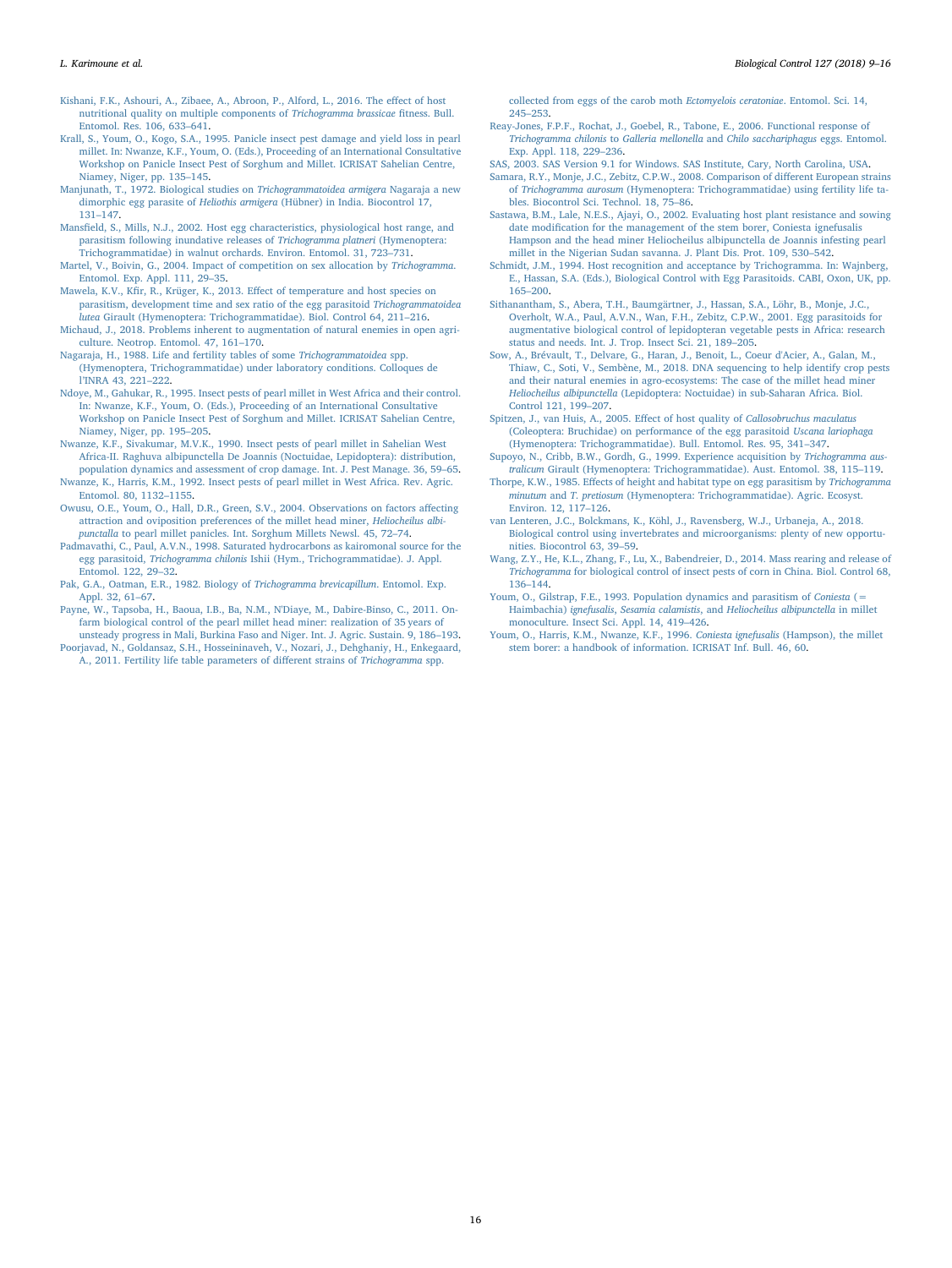Kishani, F.K., Ashouri, A., Zibaee, A., Abroon, P., Alford, L., 2016. The effect of host nutritional quality on multiple components of *Trichogramma brassicae* fitness. Bull. Entomol. Res. 106, 633–641.

Krall, S., Youm, O., Kogo, S.A., 1995. Panicle insect pest damage and yield loss in pearl millet. In: Nwanze, K.F., Youm, O. (Eds.), Proceeding of an International Consultative Workshop on Panicle Insect Pest of Sorghum and Millet. ICRISAT Sahelian Centre, Niamey, Niger, pp. 135–145.

Manjunath, T., 1972. Biological studies on *Trichogrammatoidea armigera* Nagaraja a new dimorphic egg parasite of *Heliothis armigera* (Hübner) in India. Biocontrol 17, 131–147.

Mansfield, S., Mills, N.J., 2002. Host egg characteristics, physiological host range, and parasitism following inundative releases of *Trichogramma platneri* (Hymenoptera: Trichogrammatidae) in walnut orchards. Environ. Entomol. 31, 723–731.

Martel, V., Boivin, G., 2004. Impact of competition on sex allocation by *Trichogramma*. Entomol. Exp. Appl. 111, 29–35.

Mawela, K.V., Kfir, R., Krüger, K., 2013. Effect of temperature and host species on parasitism, development time and sex ratio of the egg parasitoid *Trichogrammatoidea lutea* Girault (Hymenoptera: Trichogrammatidae). Biol. Control 64, 211–216.

Michaud, J., 2018. Problems inherent to augmentation of natural enemies in open agriculture. Neotrop. Entomol. 47, 161–170.

Nagaraja, H., 1988. Life and fertility tables of some *Trichogrammatoidea* spp. (Hymenoptera, Trichogrammatidae) under laboratory conditions. Colloques de l'INRA 43, 221–222.

Ndoye, M., Gahukar, R., 1995. Insect pests of pearl millet in West Africa and their control. In: Nwanze, K.F., Youm, O. (Eds.), Proceeding of an International Consultative Workshop on Panicle Insect Pest of Sorghum and Millet. ICRISAT Sahelian Centre, Niamey, Niger, pp. 195–205.

Nwanze, K.F., Sivakumar, M.V.K., 1990. Insect pests of pearl millet in Sahelian West Africa-II. Raghuva albipunctella De Joannis (Noctuidae, Lepidoptera): distribution, population dynamics and assessment of crop damage. Int. J. Pest Manage. 36, 59–65.

Nwanze, K., Harris, K.M., 1992. Insect pests of pearl millet in West Africa. Rev. Agric. Entomol. 80, 1132–1155.

Owusu, O.E., Youm, O., Hall, D.R., Green, S.V., 2004. Observations on factors affecting attraction and oviposition preferences of the millet head miner, *Heliocheilus albipunctella* to pearl millet panicles. Int. Sorghum Millets Newsl. 45, 72–74.

Padmavathi, C., Paul, A.V.N., 1998. Saturated hydrocarbons as kairomonal source for the egg parasitoid, *Trichogramma chilonis* Ishii (Hym., Trichogrammatidae). J. Appl. Entomol. 122, 29–32.

Pak, G.A., Oatman, E.R., 1982. Biology of *Trichogramma brevicapillum*. Entomol. Exp. Appl. 32, 61–67.

Payne, W., Tapsoba, H., Baoua, I.B., Ba, N.M., N'Diaye, M., Dabire-Binso, C., 2011. On-farm biological control of the pearl millet head miner: realization of 35 years of unsteady progress in Mali, Burkina Faso and Niger. Int. J. Agric. Sustain. 9, 186–193.

Poorjavad, N., Goldansaz, S.H., Hosseininaveh, V., Nozari, J., Dehghaniy, H., Enkegaard, A., 2011. Fertility life table parameters of different strains of *Trichogramma* spp. collected from eggs of the carob moth *Ectomyelois ceratoniae*. Entomol. Sci. 14, 245–253.

Reay-Jones, F.P.F., Rochat, J., Goebel, R., Tabone, E., 2006. Functional response of *Trichogramma chilonis* to *Galleria mellonella* and *Chilo sacchariphagus* eggs. Entomol. Exp. Appl. 118, 229–236.

SAS, 2003. SAS Version 9.1 for Windows. SAS Institute, Cary, North Carolina, USA.

Samara, R.Y., Monje, J.C., Zebitz, C.P.W., 2008. Comparison of different European strains of *Trichogramma aurosum* (Hymenoptera: Trichogrammatidae) using fertility life tables. Biocontrol Sci. Technol. 18, 75–86.

Sastawa, B.M., Lale, N.E.S., Ajayi, O., 2002. Evaluating host plant resistance and sowing date modification for the management of the stem borer, Coniesta ignefusalis Hampson and the head miner Heliocheilus albipunctella de Joannis infesting pearl millet in the Nigerian Sudan savanna. J. Plant Dis. Prot. 109, 530–542.

Schmidt, J.M., 1994. Host recognition and acceptance by Trichogramma. In: Wajnberg, E., Hassan, S.A. (Eds.), Biological Control with Egg Parasitoids. CABI, Oxon, UK, pp. 165–200.

Sithanantham, S., Abera, T.H., Baumgärtner, J., Hassan, S.A., Löhr, B., Monje, J.C., Overholt, W.A., Paul, A.V.N., Wan, F.H., Zebitz, C.P.W., 2001. Egg parasitoids for augmentative biological control of lepidopteran vegetable pests in Africa: research status and needs. Int. J. Trop. Insect Sci. 21, 189–205.

Sow, A., Brévault, T., Delvare, G., Haran, J., Benoit, L., Coeur d'Acier, A., Galan, M., Thiaw, C., Soti, V., Sembène, M., 2018. DNA sequencing to help identify crop pests and their natural enemies in agro-ecosystems: The case of the millet head miner *Heliocheilus albipunctella* (Lepidoptera: Noctuidae) in sub-Saharan Africa. Biol. Control 121, 199–207.

Spitzen, J., van Huis, A., 2005. Effect of host quality of *Callosobruchus maculatus* (Coleoptera: Bruchidae) on performance of the egg parasitoid *Uscana lariophaga* (Hymenoptera: Trichogrammatidae). Bull. Entomol. Res. 95, 341–347.

Supoyo, N., Cribb, B.W., Gordh, G., 1999. Experience acquisition by *Trichogramma australicum* Girault (Hymenoptera: Trichogrammatidae). Aust. Entomol. 38, 115–119.

Thorpe, K.W., 1985. Effects of height and habitat type on egg parasitism by *Trichogramma minutum* and *T. pretiosum* (Hymenoptera: Trichogrammatidae). Agric. Ecosyst. Environ. 12, 117–126.

van Lenteren, J.C., Bolckmans, K., Köhl, J., Ravensberg, W.J., Urbaneja, A., 2018. Biological control using invertebrates and microorganisms: plenty of new opportunities. Biocontrol 63, 39–59.

Wang, Z.Y., He, K.L., Zhang, F., Lu, X., Babendreier, D., 2014. Mass rearing and release of *Trichogramma* for biological control of insect pests of corn in China. Biol. Control 68, 136–144.

Youm, O., Gilstrap, F.E., 1993. Population dynamics and parasitism of *Coniesta* (= Haimbachia) *ignefusalis*, *Sesamia calamistis*, and *Heliocheilus albipunctella* in millet monoculture. Insect Sci. Appl. 14, 419–426.

Youm, O., Harris, K.M., Nwanze, K.F., 1996. *Coniesta ignefusalis* (Hampson), the millet stem borer: a handbook of information. ICRISAT Inf. Bull. 46, 60.